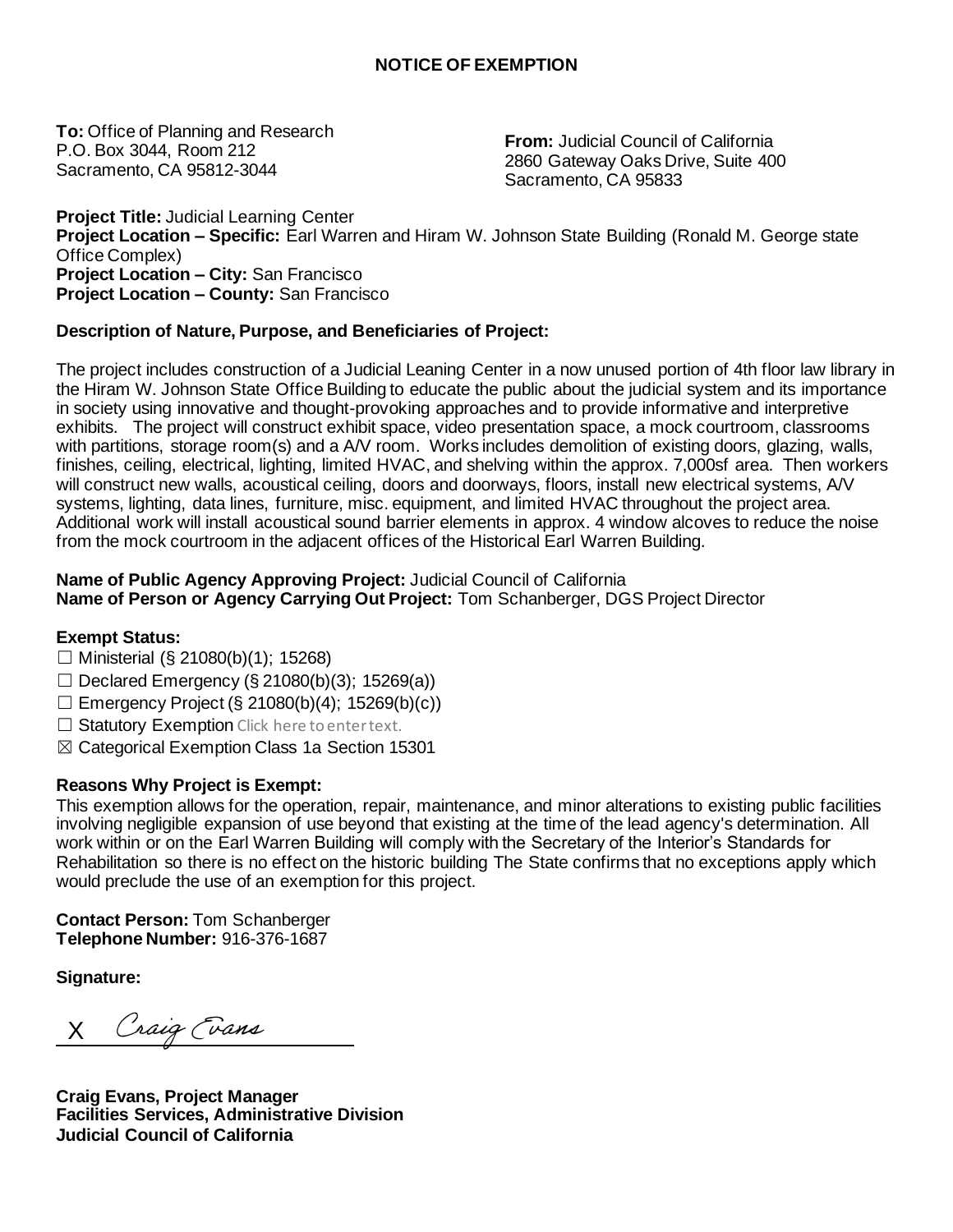## NOTICE OF EXEMPTION

**To:** Office of Planning and Research
P.O. Box 3044, Room 212
Sacramento, CA 95812-3044

**From:** Judicial Council of California
2860 Gateway Oaks Drive, Suite 400
Sacramento, CA 95833

**Project Title:** Judicial Learning Center
**Project Location – Specific:** Earl Warren and Hiram W. Johnson State Building (Ronald M. George state Office Complex)
**Project Location – City:** San Francisco
**Project Location – County:** San Francisco

**Description of Nature, Purpose, and Beneficiaries of Project:**

The project includes construction of a Judicial Leaning Center in a now unused portion of 4th floor law library in the Hiram W. Johnson State Office Building to educate the public about the judicial system and its importance in society using innovative and thought-provoking approaches and to provide informative and interpretive exhibits. The project will construct exhibit space, video presentation space, a mock courtroom, classrooms with partitions, storage room(s) and a A/V room. Works includes demolition of existing doors, glazing, walls, finishes, ceiling, electrical, lighting, limited HVAC, and shelving within the approx. 7,000sf area. Then workers will construct new walls, acoustical ceiling, doors and doorways, floors, install new electrical systems, A/V systems, lighting, data lines, furniture, misc. equipment, and limited HVAC throughout the project area. Additional work will install acoustical sound barrier elements in approx. 4 window alcoves to reduce the noise from the mock courtroom in the adjacent offices of the Historical Earl Warren Building.

**Name of Public Agency Approving Project:** Judicial Council of California
**Name of Person or Agency Carrying Out Project:** Tom Schanberger, DGS Project Director

**Exempt Status:**

☐ Ministerial (§ 21080(b)(1); 15268)
☐ Declared Emergency (§ 21080(b)(3); 15269(a))
☐ Emergency Project (§ 21080(b)(4); 15269(b)(c))
☐ Statutory Exemption Click here to enter text.
☒ Categorical Exemption Class 1a Section 15301

**Reasons Why Project is Exempt:**
This exemption allows for the operation, repair, maintenance, and minor alterations to existing public facilities involving negligible expansion of use beyond that existing at the time of the lead agency's determination. All work within or on the Earl Warren Building will comply with the Secretary of the Interior's Standards for Rehabilitation so there is no effect on the historic building The State confirms that no exceptions apply which would preclude the use of an exemption for this project.

**Contact Person:** Tom Schanberger
**Telephone Number:** 916-376-1687

**Signature:**

X Craig Evans

**Craig Evans, Project Manager**
**Facilities Services, Administrative Division**
**Judicial Council of California**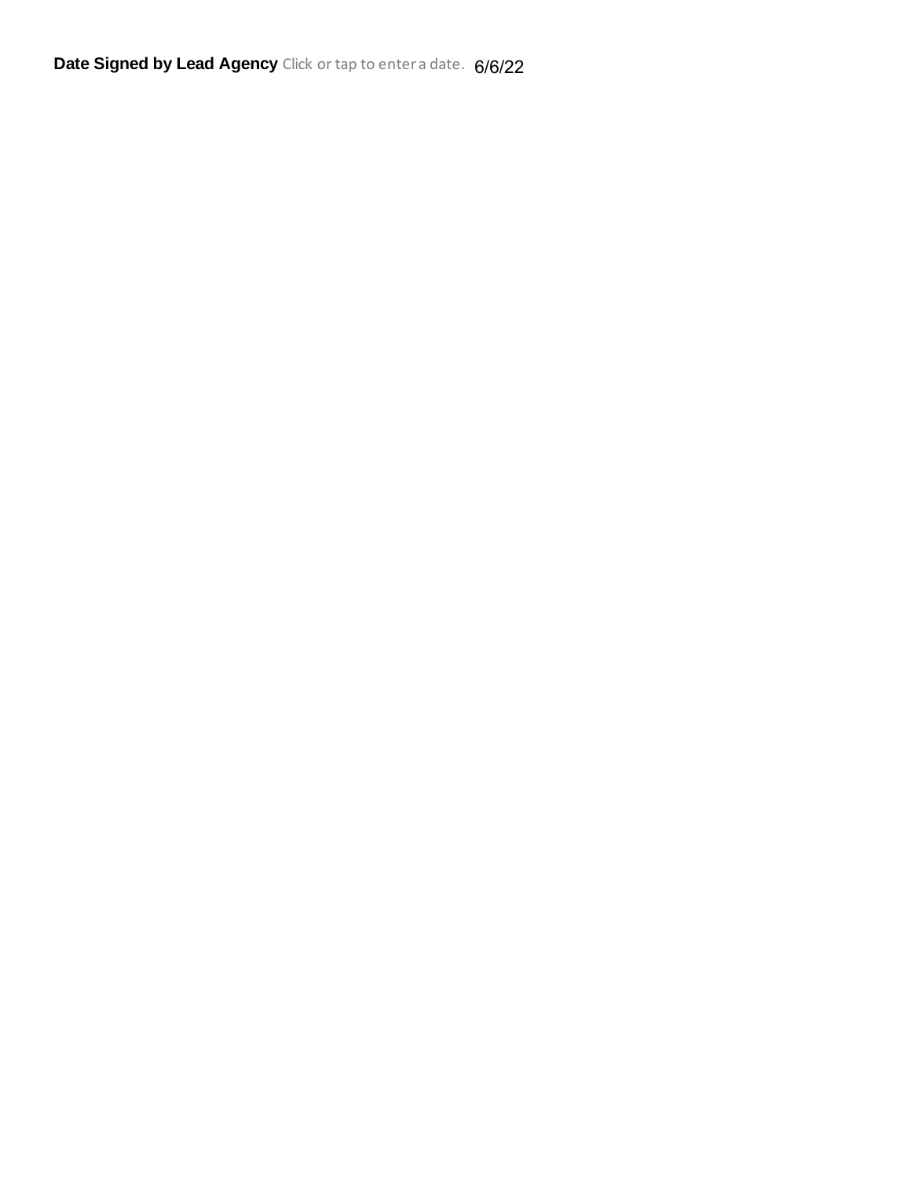**Date Signed by Lead Agency** Click or tap to enter a date. 6/6/22